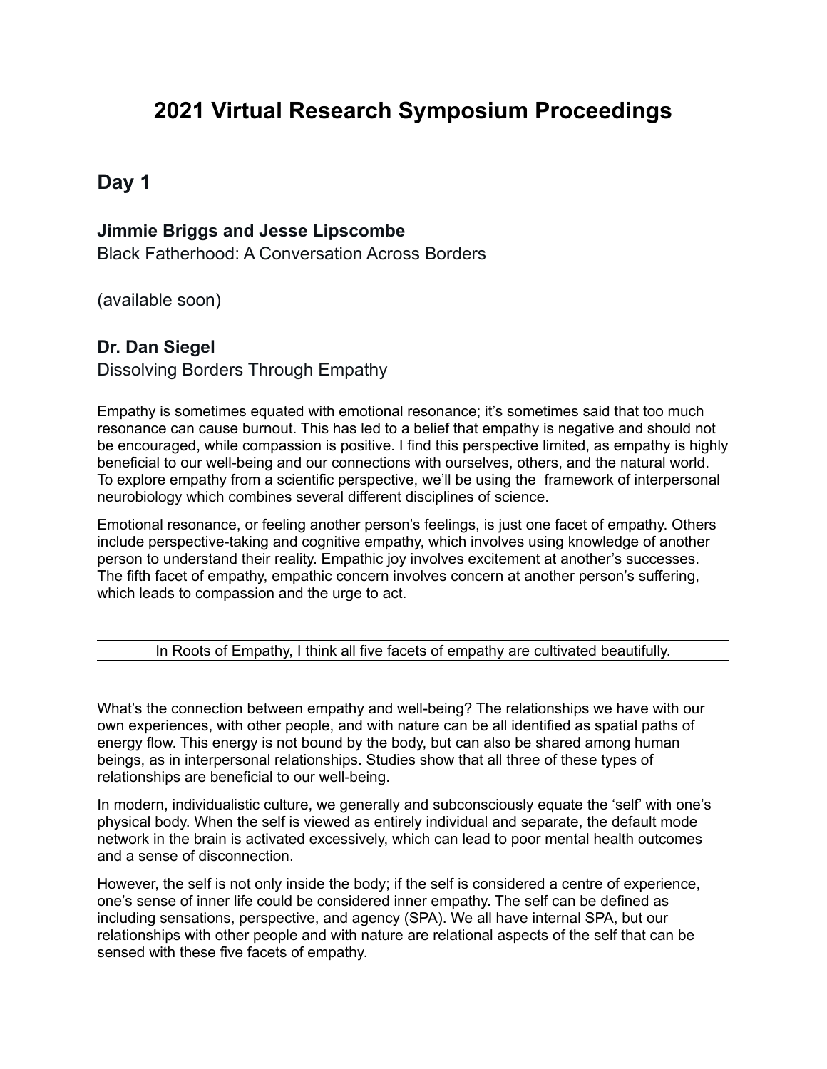# 2021 Virtual Research Symposium Proceedings

## Day 1

### Jimmie Briggs and Jesse Lipscombe

Black Fatherhood: A Conversation Across Borders

(available soon)

### Dr. Dan Siegel

Dissolving Borders Through Empathy

Empathy is sometimes equated with emotional resonance; it's sometimes said that too much resonance can cause burnout. This has led to a belief that empathy is negative and should not be encouraged, while compassion is positive. I find this perspective limited, as empathy is highly beneficial to our well-being and our connections with ourselves, others, and the natural world. To explore empathy from a scientific perspective, we'll be using the framework of interpersonal neurobiology which combines several different disciplines of science.

Emotional resonance, or feeling another person's feelings, is just one facet of empathy. Others include perspective-taking and cognitive empathy, which involves using knowledge of another person to understand their reality. Empathic joy involves excitement at another's successes. The fifth facet of empathy, empathic concern involves concern at another person's suffering, which leads to compassion and the urge to act.

---

In Roots of Empathy, I think all five facets of empathy are cultivated beautifully.

---

What's the connection between empathy and well-being? The relationships we have with our own experiences, with other people, and with nature can be all identified as spatial paths of energy flow. This energy is not bound by the body, but can also be shared among human beings, as in interpersonal relationships. Studies show that all three of these types of relationships are beneficial to our well-being.

In modern, individualistic culture, we generally and subconsciously equate the 'self' with one's physical body. When the self is viewed as entirely individual and separate, the default mode network in the brain is activated excessively, which can lead to poor mental health outcomes and a sense of disconnection.

However, the self is not only inside the body; if the self is considered a centre of experience, one's sense of inner life could be considered inner empathy. The self can be defined as including sensations, perspective, and agency (SPA). We all have internal SPA, but our relationships with other people and with nature are relational aspects of the self that can be sensed with these five facets of empathy.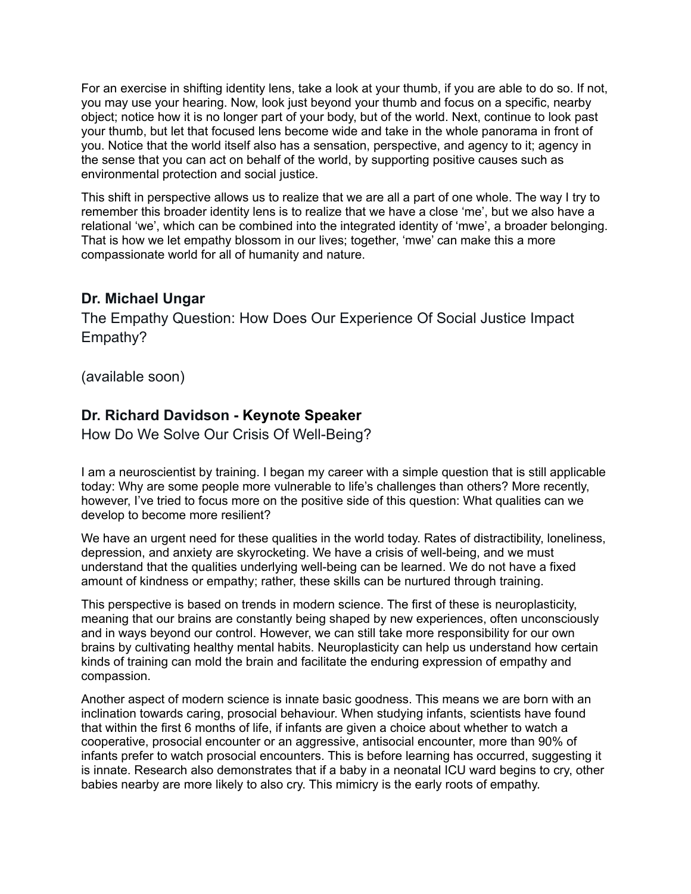For an exercise in shifting identity lens, take a look at your thumb, if you are able to do so. If not, you may use your hearing. Now, look just beyond your thumb and focus on a specific, nearby object; notice how it is no longer part of your body, but of the world. Next, continue to look past your thumb, but let that focused lens become wide and take in the whole panorama in front of you. Notice that the world itself also has a sensation, perspective, and agency to it; agency in the sense that you can act on behalf of the world, by supporting positive causes such as environmental protection and social justice.

This shift in perspective allows us to realize that we are all a part of one whole. The way I try to remember this broader identity lens is to realize that we have a close 'me', but we also have a relational 'we', which can be combined into the integrated identity of 'mwe', a broader belonging. That is how we let empathy blossom in our lives; together, 'mwe' can make this a more compassionate world for all of humanity and nature.

## Dr. Michael Ungar

The Empathy Question: How Does Our Experience Of Social Justice Impact Empathy?

(available soon)

## Dr. Richard Davidson - Keynote Speaker

How Do We Solve Our Crisis Of Well-Being?

I am a neuroscientist by training. I began my career with a simple question that is still applicable today: Why are some people more vulnerable to life's challenges than others? More recently, however, I've tried to focus more on the positive side of this question: What qualities can we develop to become more resilient?

We have an urgent need for these qualities in the world today. Rates of distractibility, loneliness, depression, and anxiety are skyrocketing. We have a crisis of well-being, and we must understand that the qualities underlying well-being can be learned. We do not have a fixed amount of kindness or empathy; rather, these skills can be nurtured through training.

This perspective is based on trends in modern science. The first of these is neuroplasticity, meaning that our brains are constantly being shaped by new experiences, often unconsciously and in ways beyond our control. However, we can still take more responsibility for our own brains by cultivating healthy mental habits. Neuroplasticity can help us understand how certain kinds of training can mold the brain and facilitate the enduring expression of empathy and compassion.

Another aspect of modern science is innate basic goodness. This means we are born with an inclination towards caring, prosocial behaviour. When studying infants, scientists have found that within the first 6 months of life, if infants are given a choice about whether to watch a cooperative, prosocial encounter or an aggressive, antisocial encounter, more than 90% of infants prefer to watch prosocial encounters. This is before learning has occurred, suggesting it is innate. Research also demonstrates that if a baby in a neonatal ICU ward begins to cry, other babies nearby are more likely to also cry. This mimicry is the early roots of empathy.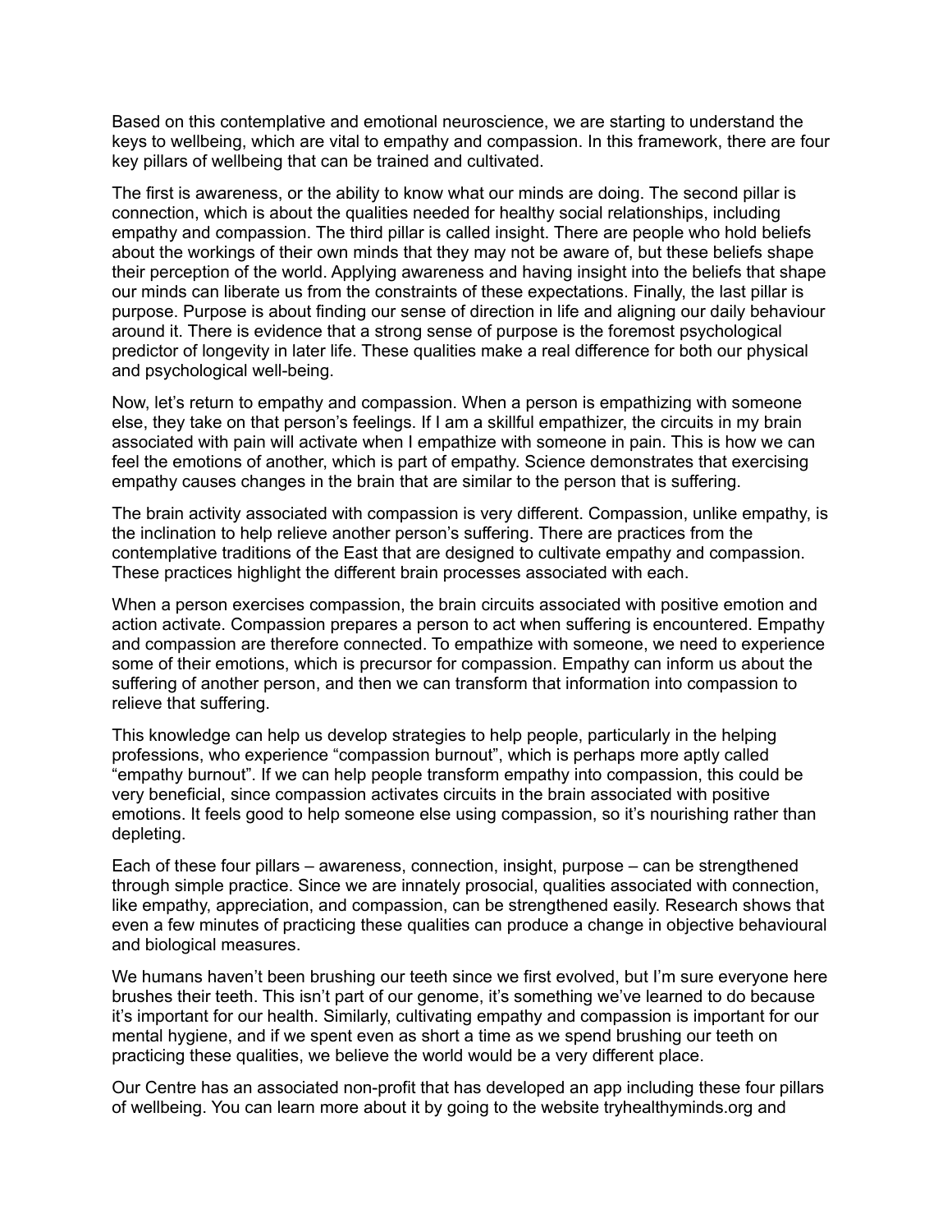Based on this contemplative and emotional neuroscience, we are starting to understand the keys to wellbeing, which are vital to empathy and compassion. In this framework, there are four key pillars of wellbeing that can be trained and cultivated.

The first is awareness, or the ability to know what our minds are doing. The second pillar is connection, which is about the qualities needed for healthy social relationships, including empathy and compassion. The third pillar is called insight. There are people who hold beliefs about the workings of their own minds that they may not be aware of, but these beliefs shape their perception of the world. Applying awareness and having insight into the beliefs that shape our minds can liberate us from the constraints of these expectations. Finally, the last pillar is purpose. Purpose is about finding our sense of direction in life and aligning our daily behaviour around it. There is evidence that a strong sense of purpose is the foremost psychological predictor of longevity in later life. These qualities make a real difference for both our physical and psychological well-being.

Now, let's return to empathy and compassion. When a person is empathizing with someone else, they take on that person's feelings. If I am a skillful empathizer, the circuits in my brain associated with pain will activate when I empathize with someone in pain. This is how we can feel the emotions of another, which is part of empathy. Science demonstrates that exercising empathy causes changes in the brain that are similar to the person that is suffering.

The brain activity associated with compassion is very different. Compassion, unlike empathy, is the inclination to help relieve another person's suffering. There are practices from the contemplative traditions of the East that are designed to cultivate empathy and compassion. These practices highlight the different brain processes associated with each.

When a person exercises compassion, the brain circuits associated with positive emotion and action activate. Compassion prepares a person to act when suffering is encountered. Empathy and compassion are therefore connected. To empathize with someone, we need to experience some of their emotions, which is precursor for compassion. Empathy can inform us about the suffering of another person, and then we can transform that information into compassion to relieve that suffering.

This knowledge can help us develop strategies to help people, particularly in the helping professions, who experience "compassion burnout", which is perhaps more aptly called "empathy burnout". If we can help people transform empathy into compassion, this could be very beneficial, since compassion activates circuits in the brain associated with positive emotions. It feels good to help someone else using compassion, so it's nourishing rather than depleting.

Each of these four pillars – awareness, connection, insight, purpose – can be strengthened through simple practice. Since we are innately prosocial, qualities associated with connection, like empathy, appreciation, and compassion, can be strengthened easily. Research shows that even a few minutes of practicing these qualities can produce a change in objective behavioural and biological measures.

We humans haven't been brushing our teeth since we first evolved, but I'm sure everyone here brushes their teeth. This isn't part of our genome, it's something we've learned to do because it's important for our health. Similarly, cultivating empathy and compassion is important for our mental hygiene, and if we spent even as short a time as we spend brushing our teeth on practicing these qualities, we believe the world would be a very different place.

Our Centre has an associated non-profit that has developed an app including these four pillars of wellbeing. You can learn more about it by going to the website tryhealthyminds.org and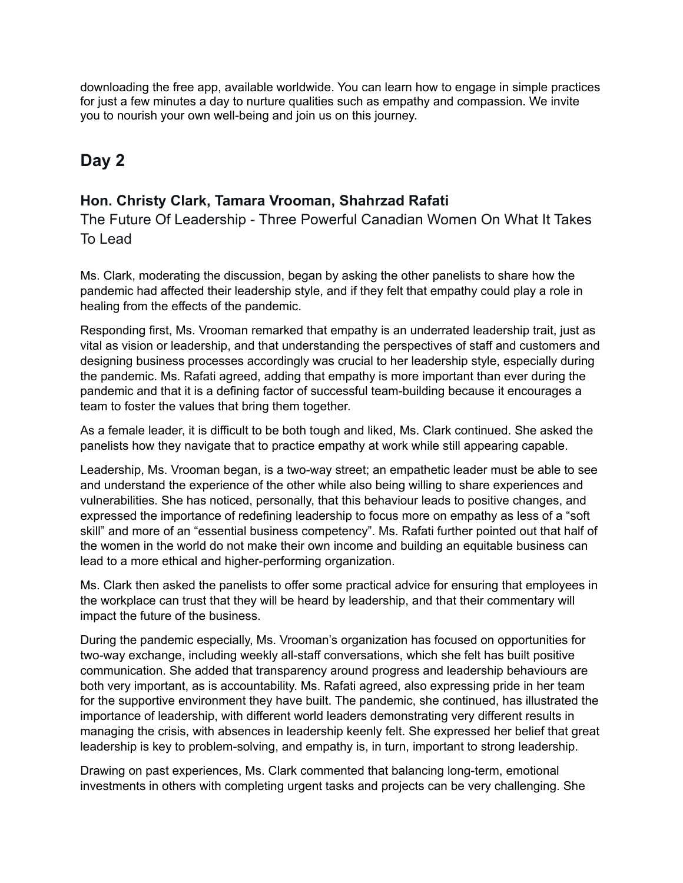downloading the free app, available worldwide. You can learn how to engage in simple practices for just a few minutes a day to nurture qualities such as empathy and compassion. We invite you to nourish your own well-being and join us on this journey.

## Day 2

### Hon. Christy Clark, Tamara Vrooman, Shahrzad Rafati

The Future Of Leadership - Three Powerful Canadian Women On What It Takes To Lead

Ms. Clark, moderating the discussion, began by asking the other panelists to share how the pandemic had affected their leadership style, and if they felt that empathy could play a role in healing from the effects of the pandemic.

Responding first, Ms. Vrooman remarked that empathy is an underrated leadership trait, just as vital as vision or leadership, and that understanding the perspectives of staff and customers and designing business processes accordingly was crucial to her leadership style, especially during the pandemic. Ms. Rafati agreed, adding that empathy is more important than ever during the pandemic and that it is a defining factor of successful team-building because it encourages a team to foster the values that bring them together.

As a female leader, it is difficult to be both tough and liked, Ms. Clark continued. She asked the panelists how they navigate that to practice empathy at work while still appearing capable.

Leadership, Ms. Vrooman began, is a two-way street; an empathetic leader must be able to see and understand the experience of the other while also being willing to share experiences and vulnerabilities. She has noticed, personally, that this behaviour leads to positive changes, and expressed the importance of redefining leadership to focus more on empathy as less of a "soft skill" and more of an "essential business competency". Ms. Rafati further pointed out that half of the women in the world do not make their own income and building an equitable business can lead to a more ethical and higher-performing organization.

Ms. Clark then asked the panelists to offer some practical advice for ensuring that employees in the workplace can trust that they will be heard by leadership, and that their commentary will impact the future of the business.

During the pandemic especially, Ms. Vrooman's organization has focused on opportunities for two-way exchange, including weekly all-staff conversations, which she felt has built positive communication. She added that transparency around progress and leadership behaviours are both very important, as is accountability. Ms. Rafati agreed, also expressing pride in her team for the supportive environment they have built. The pandemic, she continued, has illustrated the importance of leadership, with different world leaders demonstrating very different results in managing the crisis, with absences in leadership keenly felt. She expressed her belief that great leadership is key to problem-solving, and empathy is, in turn, important to strong leadership.

Drawing on past experiences, Ms. Clark commented that balancing long-term, emotional investments in others with completing urgent tasks and projects can be very challenging. She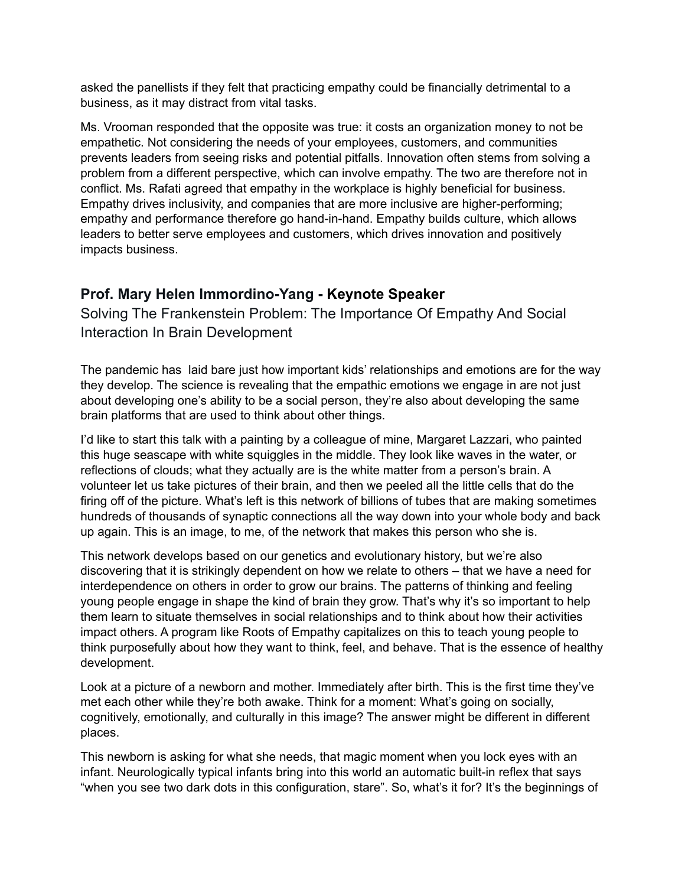asked the panellists if they felt that practicing empathy could be financially detrimental to a business, as it may distract from vital tasks.

Ms. Vrooman responded that the opposite was true: it costs an organization money to not be empathetic. Not considering the needs of your employees, customers, and communities prevents leaders from seeing risks and potential pitfalls. Innovation often stems from solving a problem from a different perspective, which can involve empathy. The two are therefore not in conflict. Ms. Rafati agreed that empathy in the workplace is highly beneficial for business. Empathy drives inclusivity, and companies that are more inclusive are higher-performing; empathy and performance therefore go hand-in-hand. Empathy builds culture, which allows leaders to better serve employees and customers, which drives innovation and positively impacts business.

## Prof. Mary Helen Immordino-Yang - Keynote Speaker

### Solving The Frankenstein Problem: The Importance Of Empathy And Social Interaction In Brain Development

The pandemic has laid bare just how important kids' relationships and emotions are for the way they develop. The science is revealing that the empathic emotions we engage in are not just about developing one's ability to be a social person, they're also about developing the same brain platforms that are used to think about other things.

I'd like to start this talk with a painting by a colleague of mine, Margaret Lazzari, who painted this huge seascape with white squiggles in the middle. They look like waves in the water, or reflections of clouds; what they actually are is the white matter from a person's brain. A volunteer let us take pictures of their brain, and then we peeled all the little cells that do the firing off of the picture. What's left is this network of billions of tubes that are making sometimes hundreds of thousands of synaptic connections all the way down into your whole body and back up again. This is an image, to me, of the network that makes this person who she is.

This network develops based on our genetics and evolutionary history, but we're also discovering that it is strikingly dependent on how we relate to others – that we have a need for interdependence on others in order to grow our brains. The patterns of thinking and feeling young people engage in shape the kind of brain they grow. That's why it's so important to help them learn to situate themselves in social relationships and to think about how their activities impact others. A program like Roots of Empathy capitalizes on this to teach young people to think purposefully about how they want to think, feel, and behave. That is the essence of healthy development.

Look at a picture of a newborn and mother. Immediately after birth. This is the first time they've met each other while they're both awake. Think for a moment: What's going on socially, cognitively, emotionally, and culturally in this image? The answer might be different in different places.

This newborn is asking for what she needs, that magic moment when you lock eyes with an infant. Neurologically typical infants bring into this world an automatic built-in reflex that says "when you see two dark dots in this configuration, stare". So, what's it for? It's the beginnings of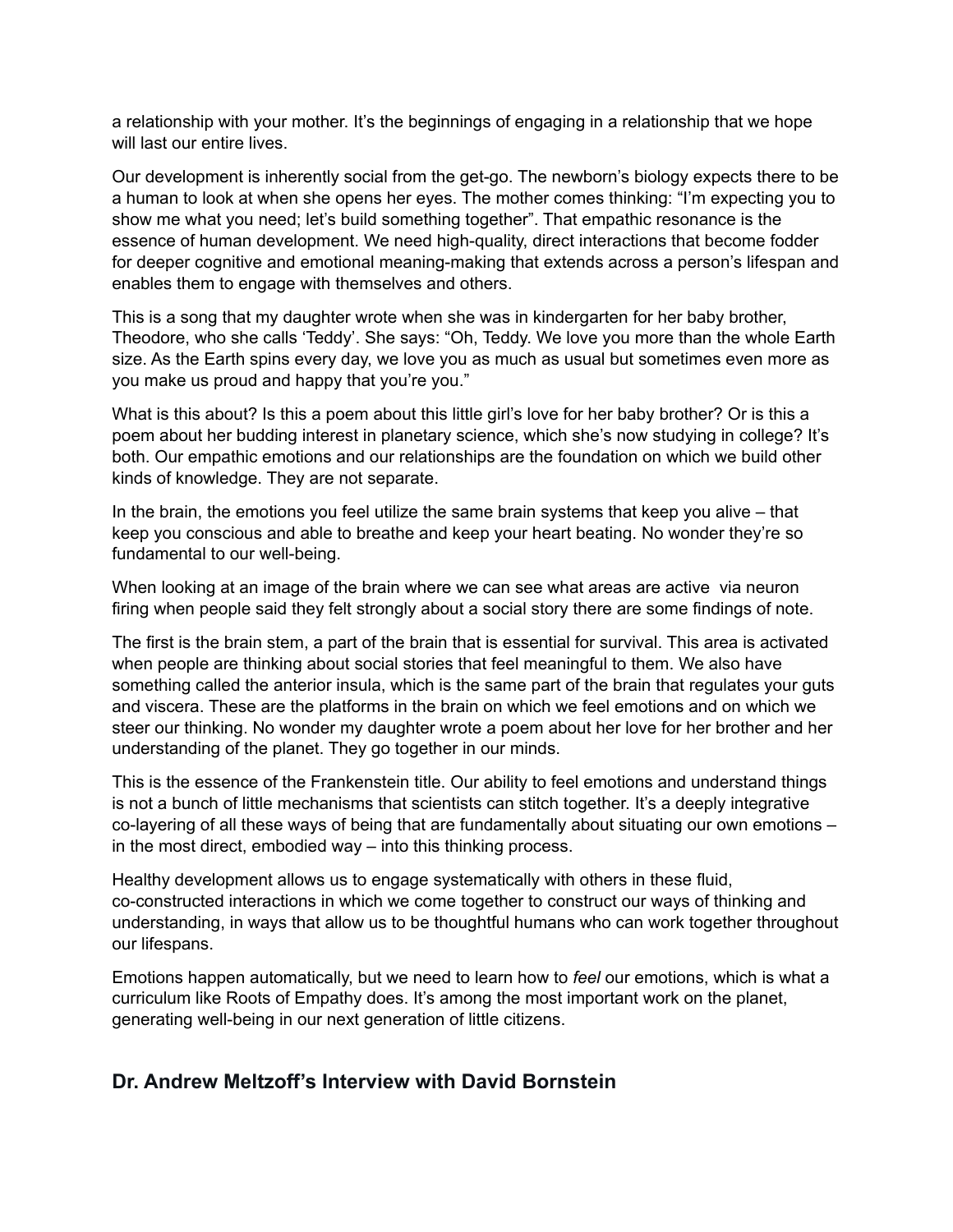a relationship with your mother. It's the beginnings of engaging in a relationship that we hope will last our entire lives.

Our development is inherently social from the get-go. The newborn's biology expects there to be a human to look at when she opens her eyes. The mother comes thinking: "I'm expecting you to show me what you need; let's build something together". That empathic resonance is the essence of human development. We need high-quality, direct interactions that become fodder for deeper cognitive and emotional meaning-making that extends across a person's lifespan and enables them to engage with themselves and others.

This is a song that my daughter wrote when she was in kindergarten for her baby brother, Theodore, who she calls 'Teddy'. She says: "Oh, Teddy. We love you more than the whole Earth size. As the Earth spins every day, we love you as much as usual but sometimes even more as you make us proud and happy that you're you."

What is this about? Is this a poem about this little girl's love for her baby brother? Or is this a poem about her budding interest in planetary science, which she's now studying in college? It's both. Our empathic emotions and our relationships are the foundation on which we build other kinds of knowledge. They are not separate.

In the brain, the emotions you feel utilize the same brain systems that keep you alive – that keep you conscious and able to breathe and keep your heart beating. No wonder they're so fundamental to our well-being.

When looking at an image of the brain where we can see what areas are active via neuron firing when people said they felt strongly about a social story there are some findings of note.

The first is the brain stem, a part of the brain that is essential for survival. This area is activated when people are thinking about social stories that feel meaningful to them. We also have something called the anterior insula, which is the same part of the brain that regulates your guts and viscera. These are the platforms in the brain on which we feel emotions and on which we steer our thinking. No wonder my daughter wrote a poem about her love for her brother and her understanding of the planet. They go together in our minds.

This is the essence of the Frankenstein title. Our ability to feel emotions and understand things is not a bunch of little mechanisms that scientists can stitch together. It's a deeply integrative co-layering of all these ways of being that are fundamentally about situating our own emotions – in the most direct, embodied way – into this thinking process.

Healthy development allows us to engage systematically with others in these fluid, co-constructed interactions in which we come together to construct our ways of thinking and understanding, in ways that allow us to be thoughtful humans who can work together throughout our lifespans.

Emotions happen automatically, but we need to learn how to *feel* our emotions, which is what a curriculum like Roots of Empathy does. It's among the most important work on the planet, generating well-being in our next generation of little citizens.

## Dr. Andrew Meltzoff's Interview with David Bornstein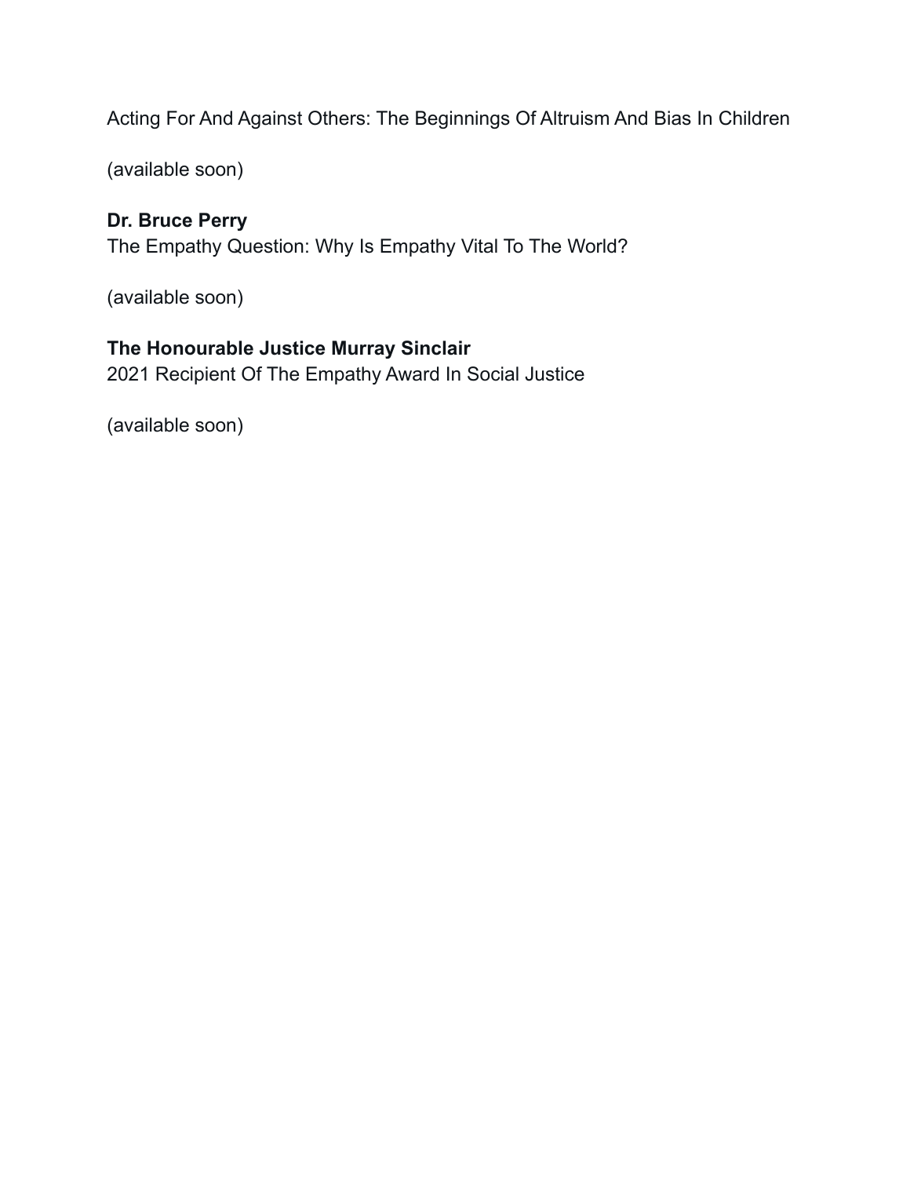Acting For And Against Others: The Beginnings Of Altruism And Bias In Children

(available soon)

**Dr. Bruce Perry**
The Empathy Question: Why Is Empathy Vital To The World?

(available soon)

**The Honourable Justice Murray Sinclair**
2021 Recipient Of The Empathy Award In Social Justice

(available soon)